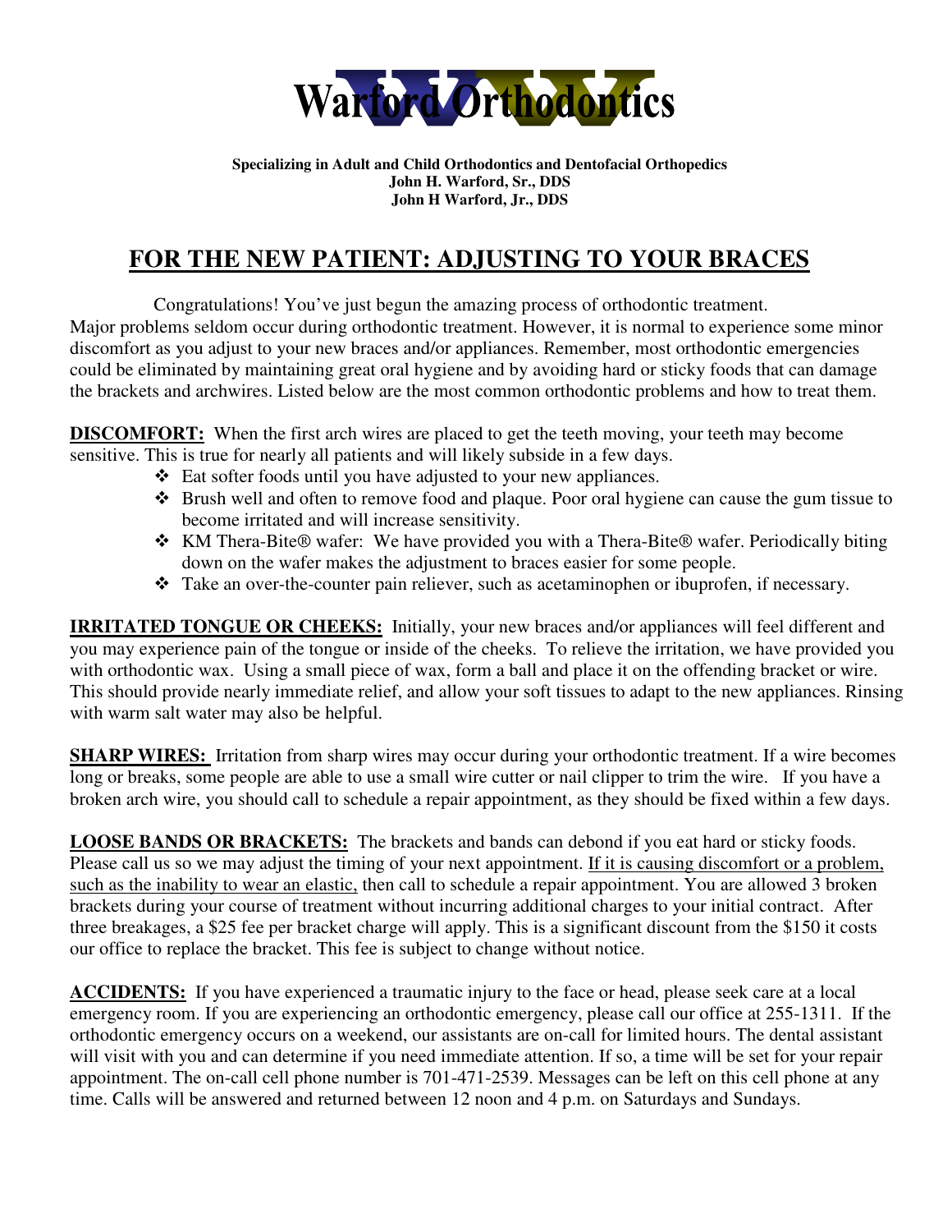# Warford Orthodontics

**Specializing in Adult and Child Orthodontics and Dentofacial Orthopedics**
**John H. Warford, Sr., DDS**
**John H Warford, Jr., DDS**

## FOR THE NEW PATIENT: ADJUSTING TO YOUR BRACES

Congratulations! You've just begun the amazing process of orthodontic treatment. Major problems seldom occur during orthodontic treatment. However, it is normal to experience some minor discomfort as you adjust to your new braces and/or appliances. Remember, most orthodontic emergencies could be eliminated by maintaining great oral hygiene and by avoiding hard or sticky foods that can damage the brackets and archwires. Listed below are the most common orthodontic problems and how to treat them.

**DISCOMFORT:** When the first arch wires are placed to get the teeth moving, your teeth may become sensitive. This is true for nearly all patients and will likely subside in a few days.

- Eat softer foods until you have adjusted to your new appliances.
- Brush well and often to remove food and plaque. Poor oral hygiene can cause the gum tissue to become irritated and will increase sensitivity.
- KM Thera-Bite® wafer: We have provided you with a Thera-Bite® wafer. Periodically biting down on the wafer makes the adjustment to braces easier for some people.
- Take an over-the-counter pain reliever, such as acetaminophen or ibuprofen, if necessary.

**IRRITATED TONGUE OR CHEEKS:** Initially, your new braces and/or appliances will feel different and you may experience pain of the tongue or inside of the cheeks. To relieve the irritation, we have provided you with orthodontic wax. Using a small piece of wax, form a ball and place it on the offending bracket or wire. This should provide nearly immediate relief, and allow your soft tissues to adapt to the new appliances. Rinsing with warm salt water may also be helpful.

**SHARP WIRES:** Irritation from sharp wires may occur during your orthodontic treatment. If a wire becomes long or breaks, some people are able to use a small wire cutter or nail clipper to trim the wire. If you have a broken arch wire, you should call to schedule a repair appointment, as they should be fixed within a few days.

**LOOSE BANDS OR BRACKETS:** The brackets and bands can debond if you eat hard or sticky foods. Please call us so we may adjust the timing of your next appointment. <u>If it is causing discomfort or a problem, such as the inability to wear an elastic,</u> then call to schedule a repair appointment. You are allowed 3 broken brackets during your course of treatment without incurring additional charges to your initial contract. After three breakages, a $25 fee per bracket charge will apply. This is a significant discount from the $150 it costs our office to replace the bracket. This fee is subject to change without notice.

**ACCIDENTS:** If you have experienced a traumatic injury to the face or head, please seek care at a local emergency room. If you are experiencing an orthodontic emergency, please call our office at 255-1311. If the orthodontic emergency occurs on a weekend, our assistants are on-call for limited hours. The dental assistant will visit with you and can determine if you need immediate attention. If so, a time will be set for your repair appointment. The on-call cell phone number is 701-471-2539. Messages can be left on this cell phone at any time. Calls will be answered and returned between 12 noon and 4 p.m. on Saturdays and Sundays.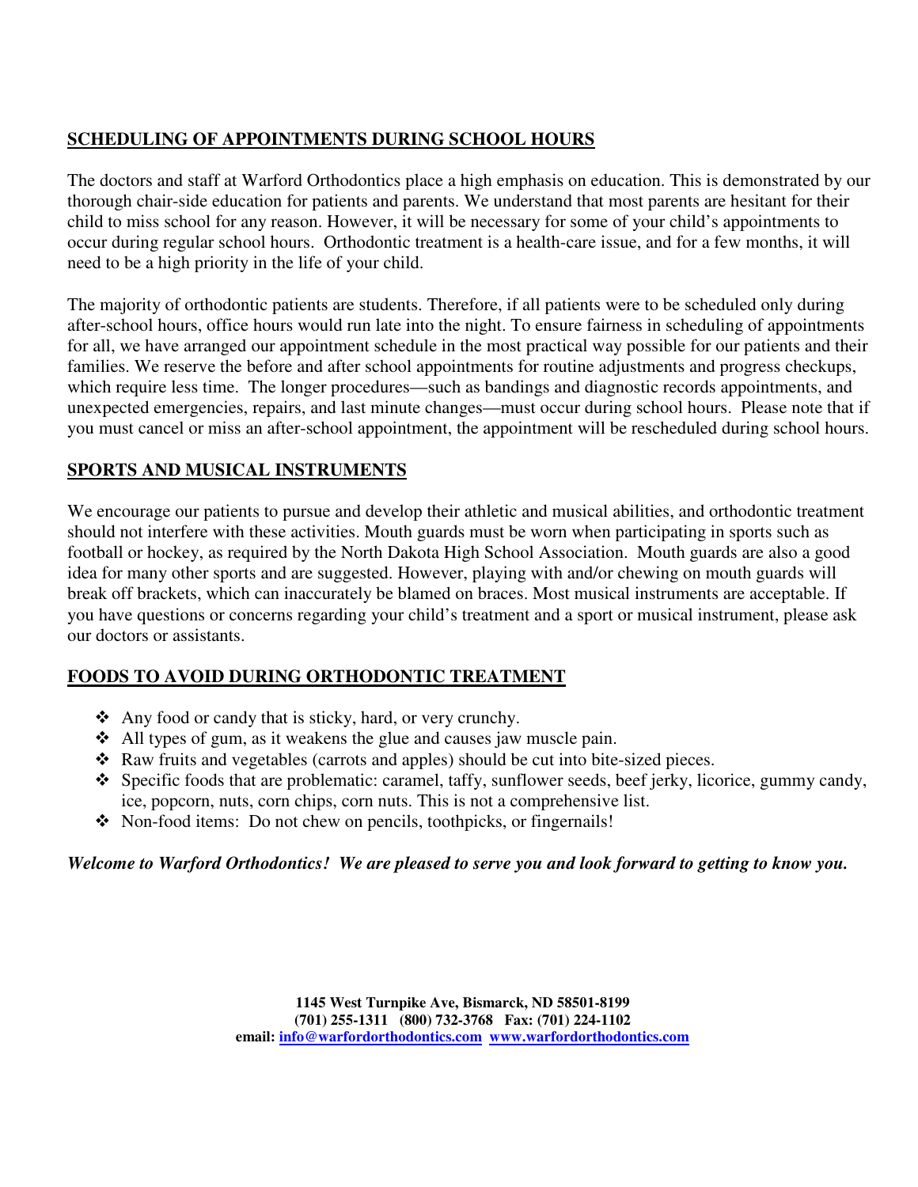## SCHEDULING OF APPOINTMENTS DURING SCHOOL HOURS

The doctors and staff at Warford Orthodontics place a high emphasis on education. This is demonstrated by our thorough chair-side education for patients and parents. We understand that most parents are hesitant for their child to miss school for any reason. However, it will be necessary for some of your child's appointments to occur during regular school hours. Orthodontic treatment is a health-care issue, and for a few months, it will need to be a high priority in the life of your child.

The majority of orthodontic patients are students. Therefore, if all patients were to be scheduled only during after-school hours, office hours would run late into the night. To ensure fairness in scheduling of appointments for all, we have arranged our appointment schedule in the most practical way possible for our patients and their families. We reserve the before and after school appointments for routine adjustments and progress checkups, which require less time. The longer procedures—such as bandings and diagnostic records appointments, and unexpected emergencies, repairs, and last minute changes—must occur during school hours. Please note that if you must cancel or miss an after-school appointment, the appointment will be rescheduled during school hours.

## SPORTS AND MUSICAL INSTRUMENTS

We encourage our patients to pursue and develop their athletic and musical abilities, and orthodontic treatment should not interfere with these activities. Mouth guards must be worn when participating in sports such as football or hockey, as required by the North Dakota High School Association. Mouth guards are also a good idea for many other sports and are suggested. However, playing with and/or chewing on mouth guards will break off brackets, which can inaccurately be blamed on braces. Most musical instruments are acceptable. If you have questions or concerns regarding your child's treatment and a sport or musical instrument, please ask our doctors or assistants.

## FOODS TO AVOID DURING ORTHODONTIC TREATMENT

- Any food or candy that is sticky, hard, or very crunchy.
- All types of gum, as it weakens the glue and causes jaw muscle pain.
- Raw fruits and vegetables (carrots and apples) should be cut into bite-sized pieces.
- Specific foods that are problematic: caramel, taffy, sunflower seeds, beef jerky, licorice, gummy candy, ice, popcorn, nuts, corn chips, corn nuts. This is not a comprehensive list.
- Non-food items: Do not chew on pencils, toothpicks, or fingernails!

***Welcome to Warford Orthodontics! We are pleased to serve you and look forward to getting to know you.***

**1145 West Turnpike Ave, Bismarck, ND 58501-8199**
**(701) 255-1311 (800) 732-3768 Fax: (701) 224-1102**
**email: info@warfordorthodontics.com www.warfordorthodontics.com**